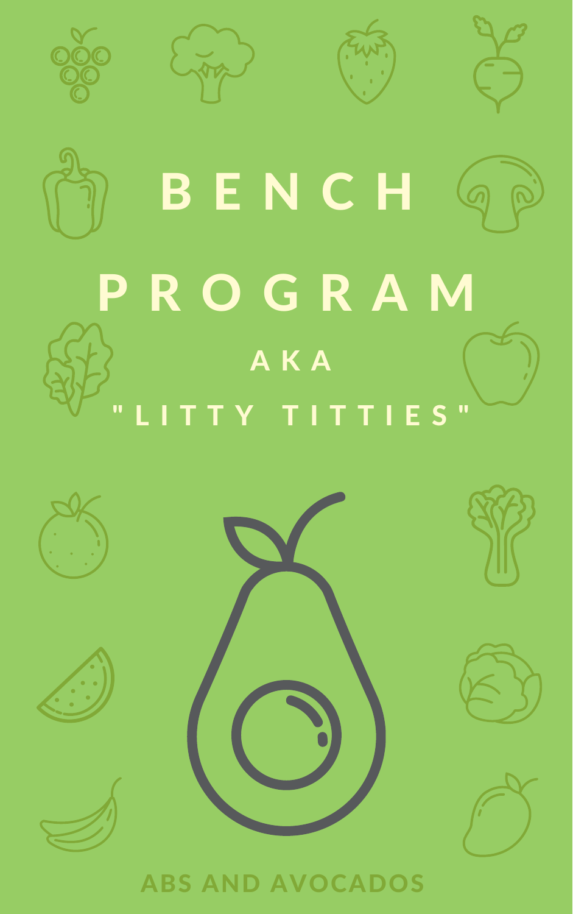# BENCH PROGRAM

## AKA

## "LITTY TITTIES"

ABS AND AVOCADOS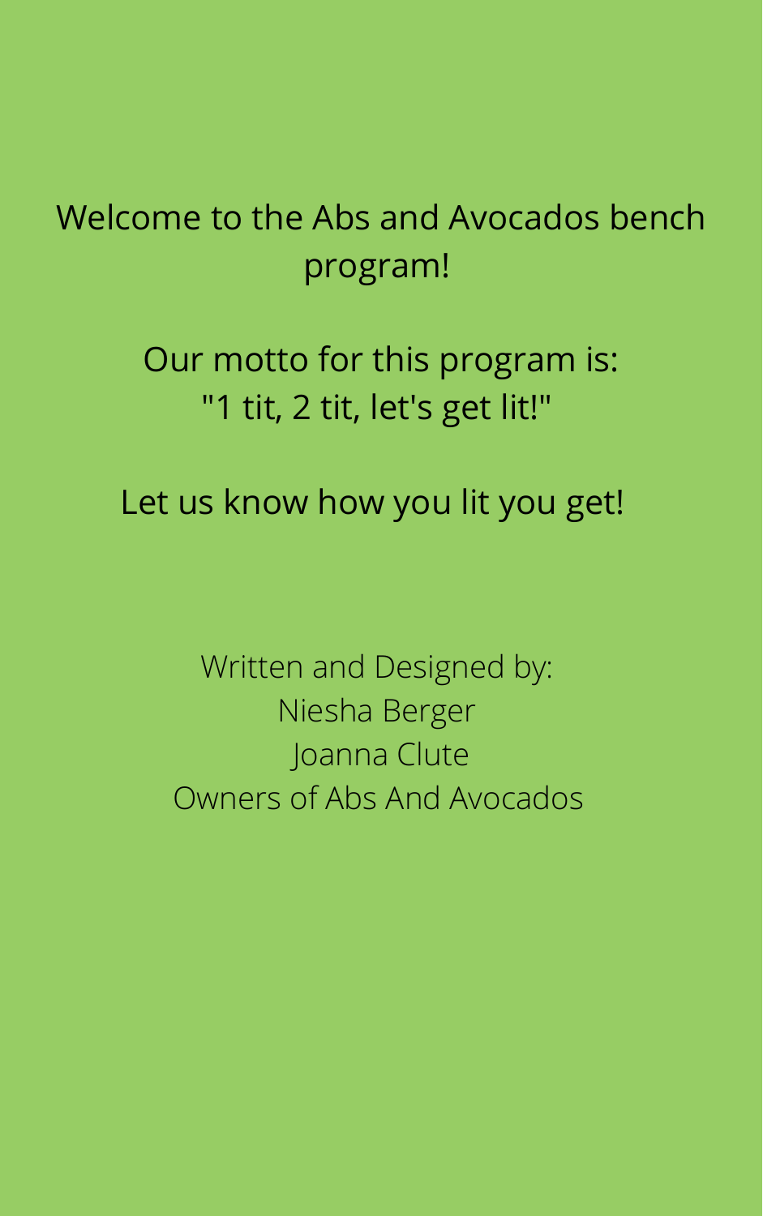Welcome to the Abs and Avocados bench program!

Our motto for this program is:
"1 tit, 2 tit, let's get lit!"

Let us know how you lit you get!

Written and Designed by:
Niesha Berger
Joanna Clute
Owners of Abs And Avocados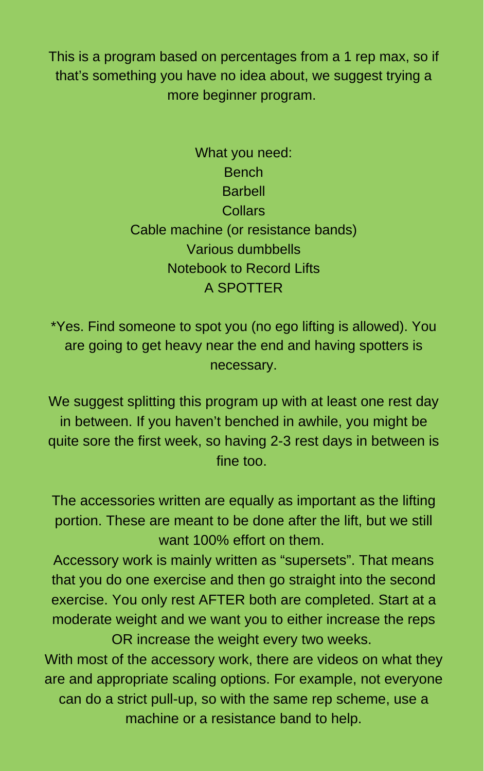This is a program based on percentages from a 1 rep max, so if that's something you have no idea about, we suggest trying a more beginner program.

What you need:
Bench
Barbell
Collars
Cable machine (or resistance bands)
Various dumbbells
Notebook to Record Lifts
A SPOTTER

*Yes. Find someone to spot you (no ego lifting is allowed). You are going to get heavy near the end and having spotters is necessary.

We suggest splitting this program up with at least one rest day in between. If you haven't benched in awhile, you might be quite sore the first week, so having 2-3 rest days in between is fine too.

The accessories written are equally as important as the lifting portion. These are meant to be done after the lift, but we still want 100% effort on them.
Accessory work is mainly written as "supersets". That means that you do one exercise and then go straight into the second exercise. You only rest AFTER both are completed. Start at a moderate weight and we want you to either increase the reps OR increase the weight every two weeks.
With most of the accessory work, there are videos on what they are and appropriate scaling options. For example, not everyone can do a strict pull-up, so with the same rep scheme, use a machine or a resistance band to help.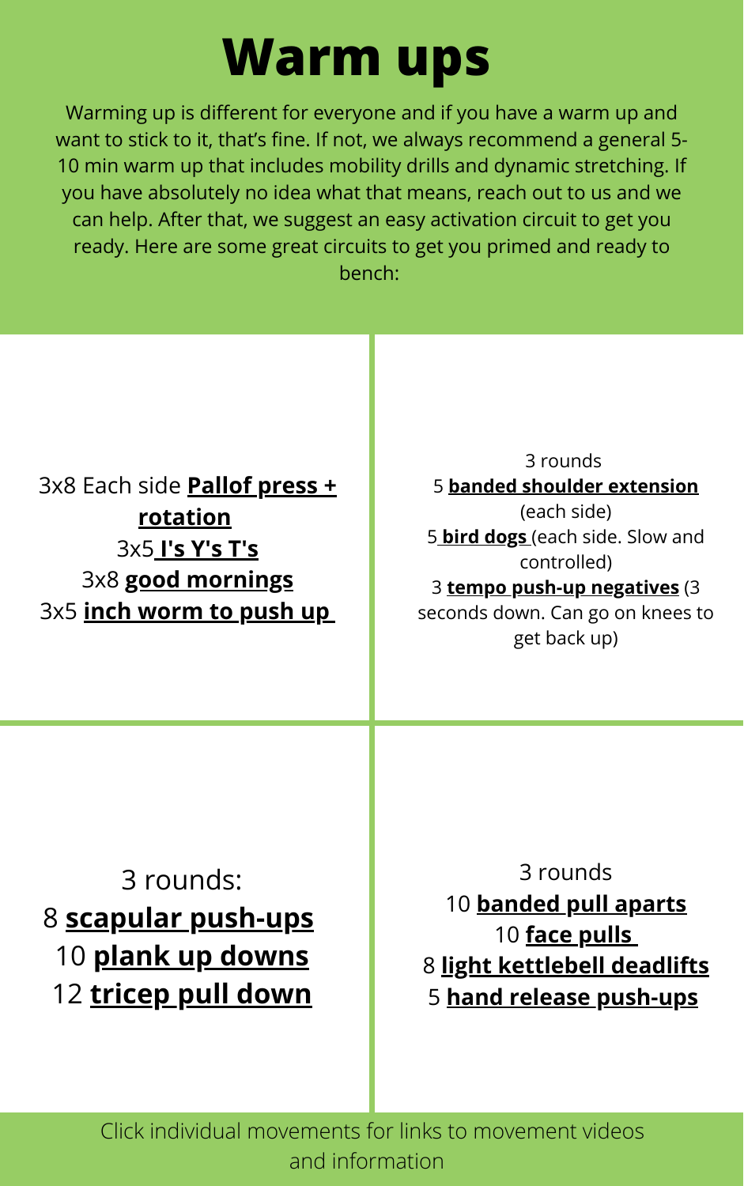# Warm ups

Warming up is different for everyone and if you have a warm up and want to stick to it, that's fine. If not, we always recommend a general 5-10 min warm up that includes mobility drills and dynamic stretching. If you have absolutely no idea what that means, reach out to us and we can help. After that, we suggest an easy activation circuit to get you ready. Here are some great circuits to get you primed and ready to bench:

3x8 Each side **Pallof press + rotation**
3x5 **I's Y's T's**
3x8 **good mornings**
3x5 **inch worm to push up**

3 rounds
5 **banded shoulder extension** (each side)
5 **bird dogs** (each side. Slow and controlled)
3 **tempo push-up negatives** (3 seconds down. Can go on knees to get back up)

3 rounds:
8 **scapular push-ups**
10 **plank up downs**
12 **tricep pull down**

3 rounds
10 **banded pull aparts**
10 **face pulls**
8 **light kettlebell deadlifts**
5 **hand release push-ups**

Click individual movements for links to movement videos and information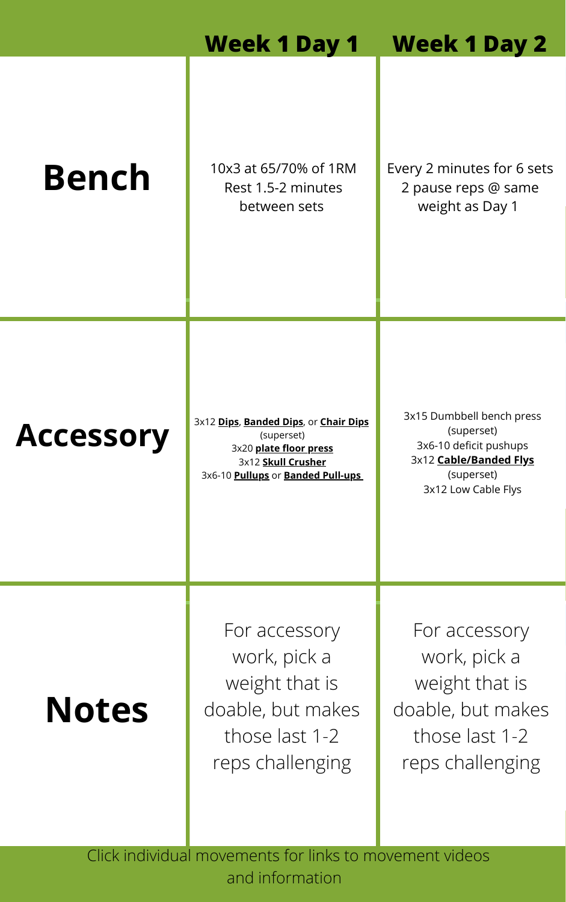| | Week 1 Day 1 | Week 1 Day 2 |
|---|---|---|
| **Bench** | 10x3 at 65/70% of 1RM<br>Rest 1.5-2 minutes between sets | Every 2 minutes for 6 sets<br>2 pause reps @ same weight as Day 1 |
| **Accessory** | 3x12 **Dips**, **Banded Dips**, or **Chair Dips**<br>(superset)<br>3x20 **plate floor press**<br>3x12 **Skull Crusher**<br>3x6-10 **Pullups** or **Banded Pull-ups** | 3x15 Dumbbell bench press<br>(superset)<br>3x6-10 deficit pushups<br>3x12 **Cable/Banded Flys**<br>(superset)<br>3x12 Low Cable Flys |
| **Notes** | For accessory work, pick a weight that is doable, but makes those last 1-2 reps challenging | For accessory work, pick a weight that is doable, but makes those last 1-2 reps challenging |

Click individual movements for links to movement videos and information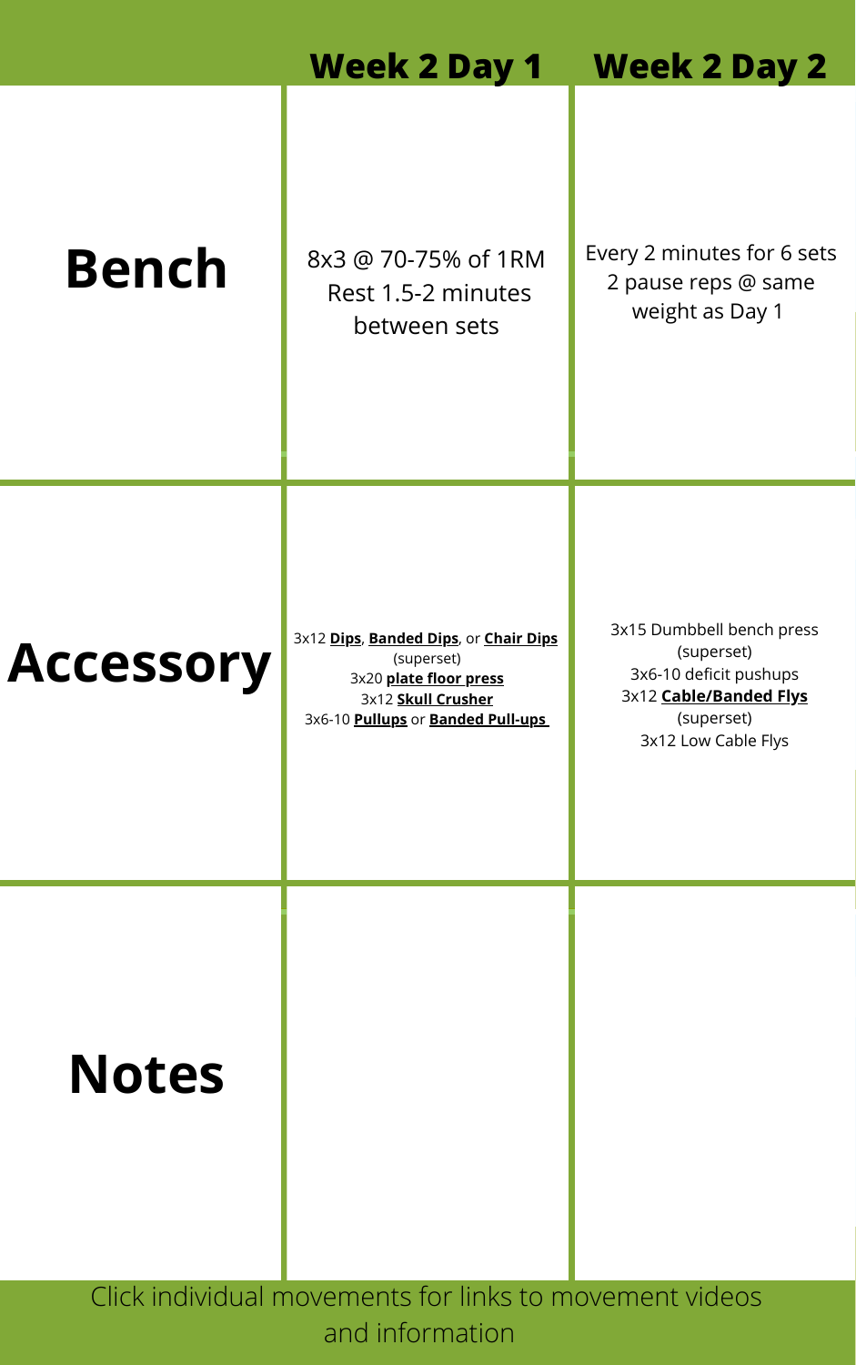| | Week 2 Day 1 | Week 2 Day 2 |
|---|---|---|
| **Bench** | 8x3 @ 70-75% of 1RM<br>Rest 1.5-2 minutes between sets | Every 2 minutes for 6 sets<br>2 pause reps @ same weight as Day 1 |
| **Accessory** | 3x12 **Dips**, **Banded Dips**, or **Chair Dips**<br>(superset)<br>3x20 **plate floor press**<br>3x12 **Skull Crusher**<br>3x6-10 **Pullups** or **Banded Pull-ups** | 3x15 Dumbbell bench press<br>(superset)<br>3x6-10 deficit pushups<br>3x12 **Cable/Banded Flys**<br>(superset)<br>3x12 Low Cable Flys |
| **Notes** | | |

Click individual movements for links to movement videos and information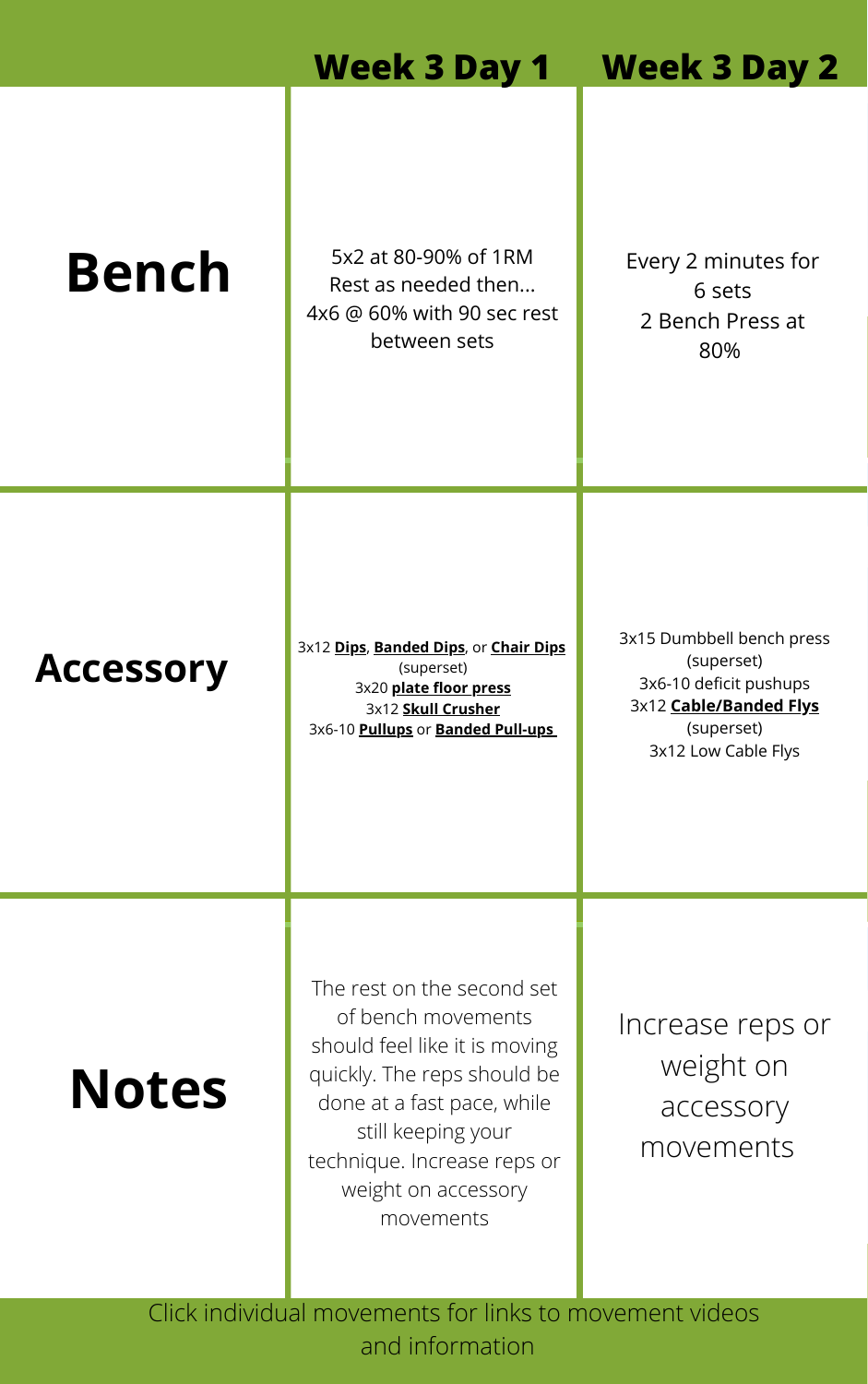| | Week 3 Day 1 | Week 3 Day 2 |
|---|---|---|
| **Bench** | 5x2 at 80-90% of 1RM<br>Rest as needed then...<br>4x6 @ 60% with 90 sec rest between sets | Every 2 minutes for 6 sets<br>2 Bench Press at 80% |
| **Accessory** | 3x12 **Dips**, **Banded Dips**, or **Chair Dips**<br>(superset)<br>3x20 **plate floor press**<br>3x12 **Skull Crusher**<br>3x6-10 **Pullups** or **Banded Pull-ups** | 3x15 Dumbbell bench press<br>(superset)<br>3x6-10 deficit pushups<br>3x12 **Cable/Banded Flys**<br>(superset)<br>3x12 Low Cable Flys |
| **Notes** | The rest on the second set of bench movements should feel like it is moving quickly. The reps should be done at a fast pace, while still keeping your technique. Increase reps or weight on accessory movements | Increase reps or weight on accessory movements |

Click individual movements for links to movement videos and information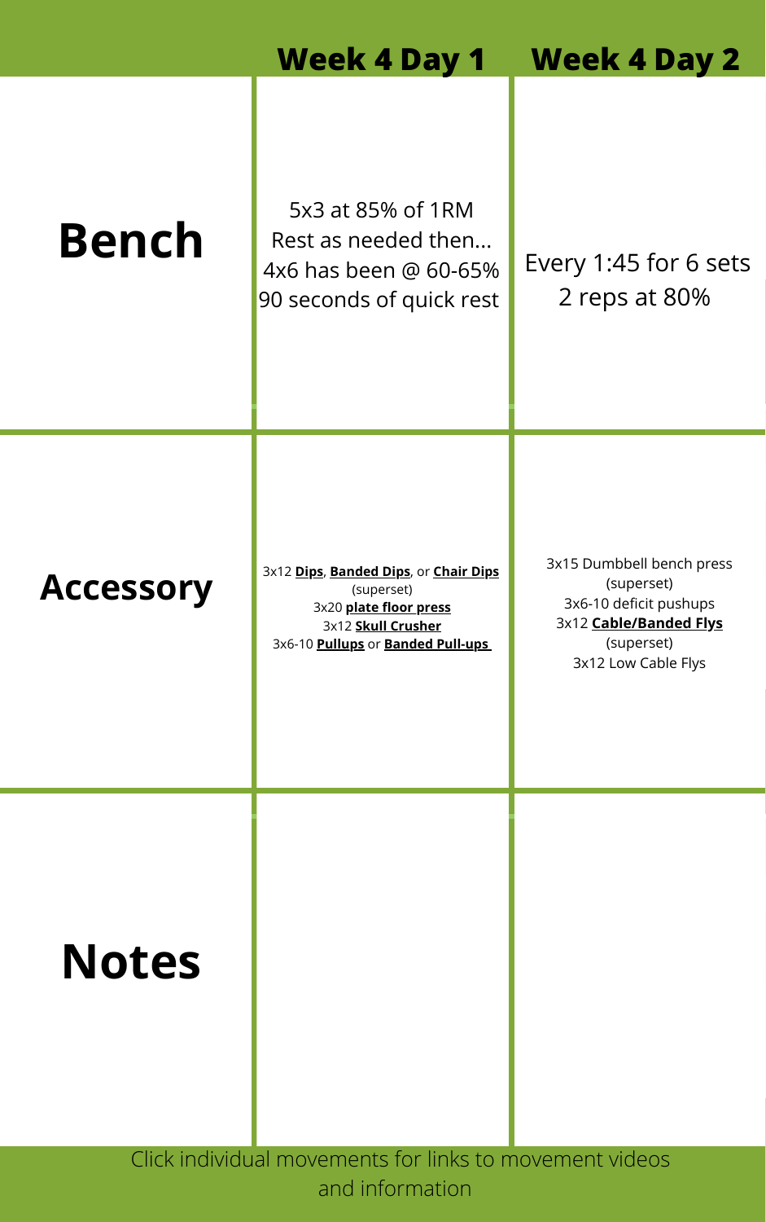| | Week 4 Day 1 | Week 4 Day 2 |
|---|---|---|
| **Bench** | 5x3 at 85% of 1RM<br>Rest as needed then...<br>4x6 has been @ 60-65%<br>90 seconds of quick rest | Every 1:45 for 6 sets<br>2 reps at 80% |
| **Accessory** | 3x12 **Dips**, **Banded Dips**, or **Chair Dips**<br>(superset)<br>3x20 **plate floor press**<br>3x12 **Skull Crusher**<br>3x6-10 **Pullups** or **Banded Pull-ups** | 3x15 Dumbbell bench press<br>(superset)<br>3x6-10 deficit pushups<br>3x12 **Cable/Banded Flys**<br>(superset)<br>3x12 Low Cable Flys |
| **Notes** | | |

Click individual movements for links to movement videos and information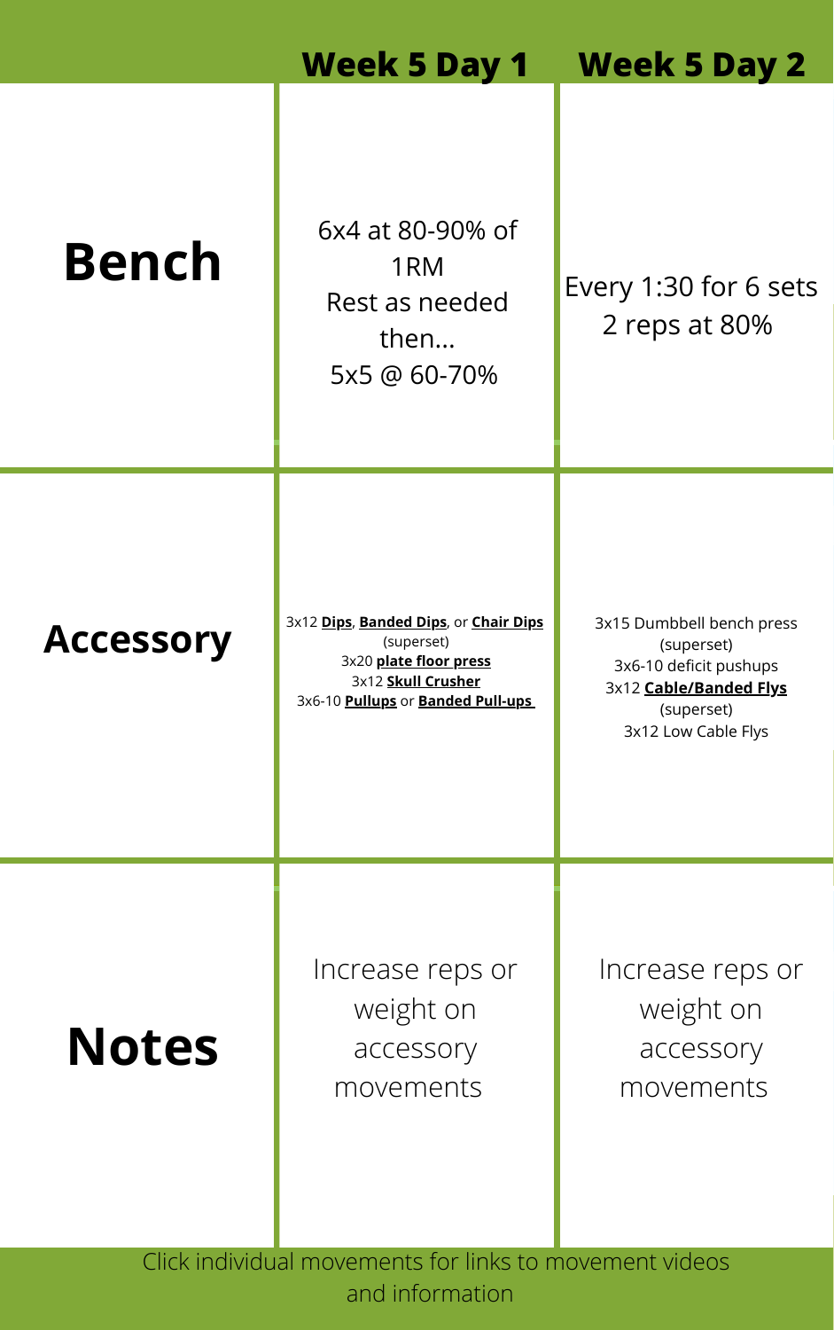| | Week 5 Day 1 | Week 5 Day 2 |
|---|---|---|
| **Bench** | 6x4 at 80-90% of 1RM<br>Rest as needed then...<br>5x5 @ 60-70% | Every 1:30 for 6 sets<br>2 reps at 80% |
| **Accessory** | 3x12 **Dips**, **Banded Dips**, or **Chair Dips**<br>(superset)<br>3x20 **plate floor press**<br>3x12 **Skull Crusher**<br>3x6-10 **Pullups** or **Banded Pull-ups** | 3x15 Dumbbell bench press<br>(superset)<br>3x6-10 deficit pushups<br>3x12 **Cable/Banded Flys**<br>(superset)<br>3x12 Low Cable Flys |
| **Notes** | Increase reps or weight on accessory movements | Increase reps or weight on accessory movements |

Click individual movements for links to movement videos and information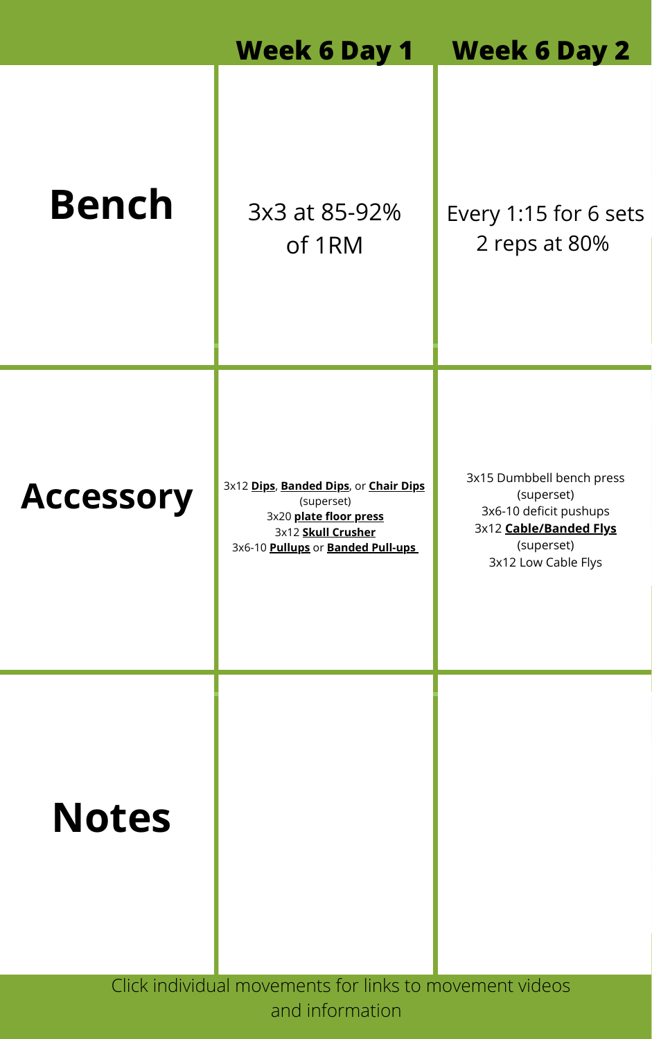| | Week 6 Day 1 | Week 6 Day 2 |
|---|---|---|
| **Bench** | 3x3 at 85-92% of 1RM | Every 1:15 for 6 sets 2 reps at 80% |
| **Accessory** | 3x12 **Dips**, **Banded Dips**, or **Chair Dips** (superset) 3x20 **plate floor press** 3x12 **Skull Crusher** 3x6-10 **Pullups** or **Banded Pull-ups** | 3x15 Dumbbell bench press (superset) 3x6-10 deficit pushups 3x12 **Cable/Banded Flys** (superset) 3x12 Low Cable Flys |
| **Notes** | | |

Click individual movements for links to movement videos and information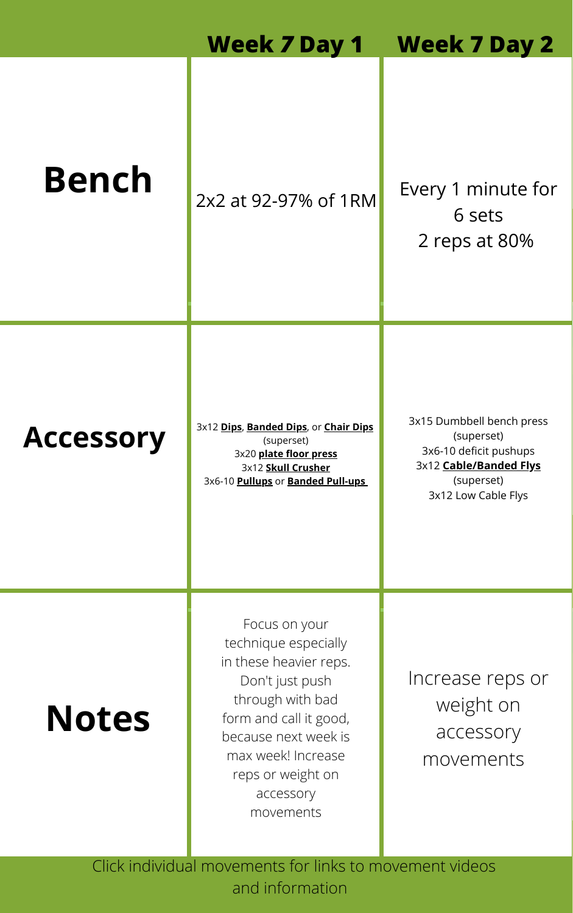| | Week 7 Day 1 | Week 7 Day 2 |
|---|---|---|
| **Bench** | 2x2 at 92-97% of 1RM | Every 1 minute for 6 sets<br>2 reps at 80% |
| **Accessory** | 3x12 **Dips**, **Banded Dips**, or **Chair Dips**<br>(superset)<br>3x20 **plate floor press**<br>3x12 **Skull Crusher**<br>3x6-10 **Pullups** or **Banded Pull-ups** | 3x15 Dumbbell bench press<br>(superset)<br>3x6-10 deficit pushups<br>3x12 **Cable/Banded Flys**<br>(superset)<br>3x12 Low Cable Flys |
| **Notes** | Focus on your technique especially in these heavier reps. Don't just push through with bad form and call it good, because next week is max week! Increase reps or weight on accessory movements | Increase reps or weight on accessory movements |

Click individual movements for links to movement videos and information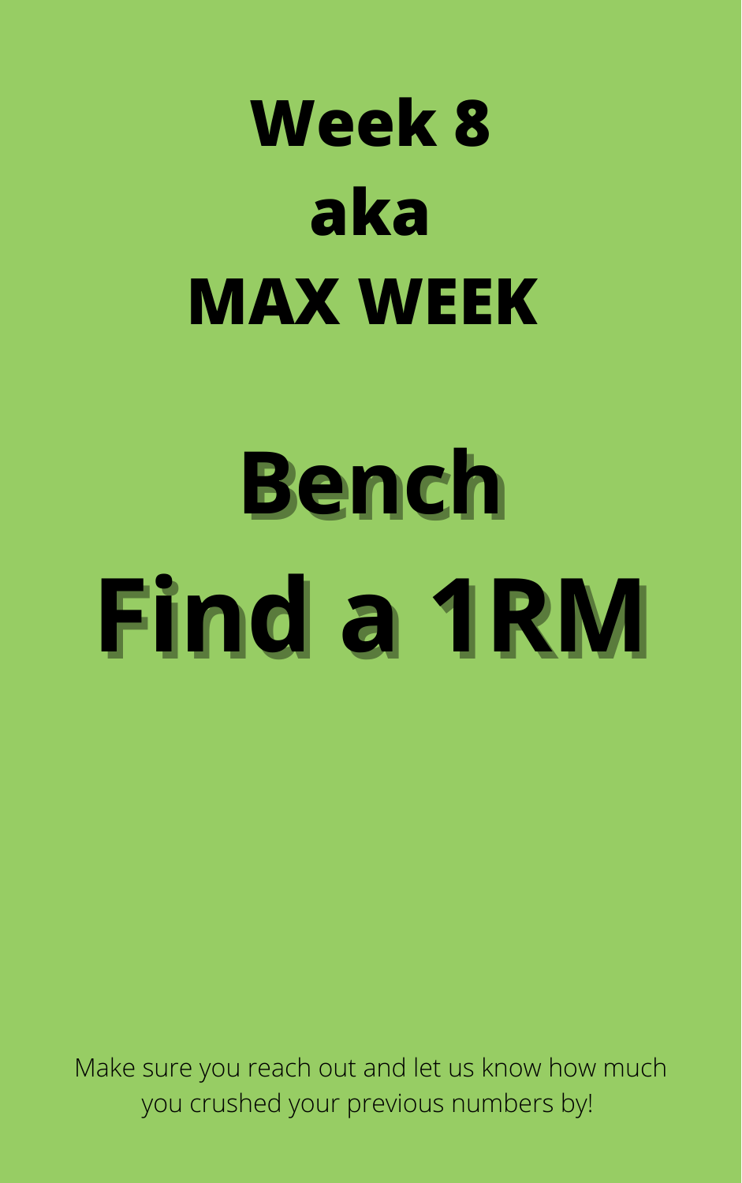# Week 8
# aka
# MAX WEEK

# Bench
# Find a 1RM

Make sure you reach out and let us know how much you crushed your previous numbers by!